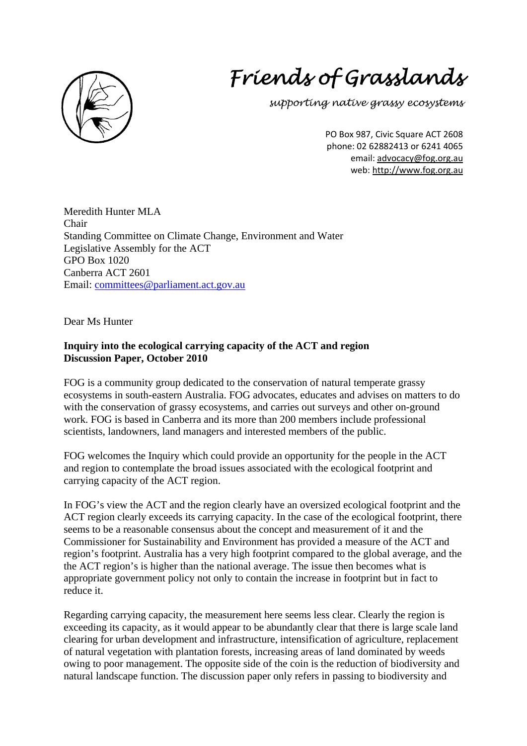# *Friends of Grasslands*

*supporting native grassy ecosystems*

PO Box 987, Civic Square ACT 2608
phone: 02 62882413 or 6241 4065
email: advocacy@fog.org.au
web: http://www.fog.org.au

Meredith Hunter MLA
Chair
Standing Committee on Climate Change, Environment and Water
Legislative Assembly for the ACT
GPO Box 1020
Canberra ACT 2601
Email: committees@parliament.act.gov.au

Dear Ms Hunter

**Inquiry into the ecological carrying capacity of the ACT and region**
**Discussion Paper, October 2010**

FOG is a community group dedicated to the conservation of natural temperate grassy ecosystems in south-eastern Australia. FOG advocates, educates and advises on matters to do with the conservation of grassy ecosystems, and carries out surveys and other on-ground work. FOG is based in Canberra and its more than 200 members include professional scientists, landowners, land managers and interested members of the public.

FOG welcomes the Inquiry which could provide an opportunity for the people in the ACT and region to contemplate the broad issues associated with the ecological footprint and carrying capacity of the ACT region.

In FOG's view the ACT and the region clearly have an oversized ecological footprint and the ACT region clearly exceeds its carrying capacity. In the case of the ecological footprint, there seems to be a reasonable consensus about the concept and measurement of it and the Commissioner for Sustainability and Environment has provided a measure of the ACT and region's footprint. Australia has a very high footprint compared to the global average, and the the ACT region's is higher than the national average. The issue then becomes what is appropriate government policy not only to contain the increase in footprint but in fact to reduce it.

Regarding carrying capacity, the measurement here seems less clear. Clearly the region is exceeding its capacity, as it would appear to be abundantly clear that there is large scale land clearing for urban development and infrastructure, intensification of agriculture, replacement of natural vegetation with plantation forests, increasing areas of land dominated by weeds owing to poor management. The opposite side of the coin is the reduction of biodiversity and natural landscape function. The discussion paper only refers in passing to biodiversity and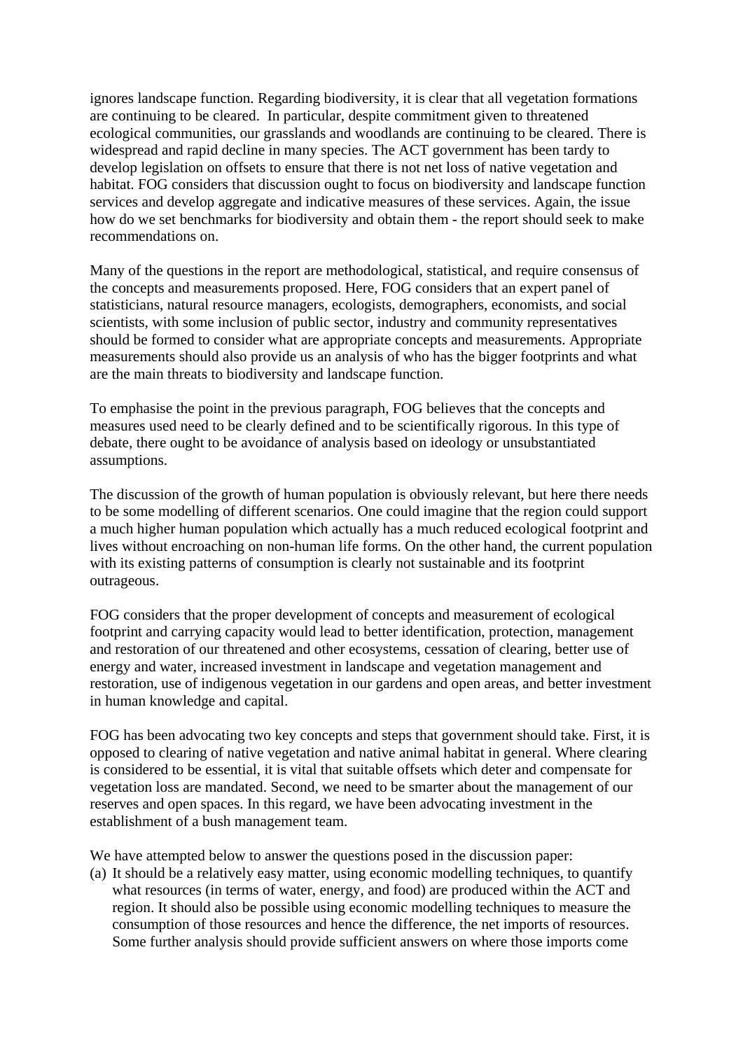ignores landscape function. Regarding biodiversity, it is clear that all vegetation formations are continuing to be cleared. In particular, despite commitment given to threatened ecological communities, our grasslands and woodlands are continuing to be cleared. There is widespread and rapid decline in many species. The ACT government has been tardy to develop legislation on offsets to ensure that there is not net loss of native vegetation and habitat. FOG considers that discussion ought to focus on biodiversity and landscape function services and develop aggregate and indicative measures of these services. Again, the issue how do we set benchmarks for biodiversity and obtain them - the report should seek to make recommendations on.

Many of the questions in the report are methodological, statistical, and require consensus of the concepts and measurements proposed. Here, FOG considers that an expert panel of statisticians, natural resource managers, ecologists, demographers, economists, and social scientists, with some inclusion of public sector, industry and community representatives should be formed to consider what are appropriate concepts and measurements. Appropriate measurements should also provide us an analysis of who has the bigger footprints and what are the main threats to biodiversity and landscape function.

To emphasise the point in the previous paragraph, FOG believes that the concepts and measures used need to be clearly defined and to be scientifically rigorous. In this type of debate, there ought to be avoidance of analysis based on ideology or unsubstantiated assumptions.

The discussion of the growth of human population is obviously relevant, but here there needs to be some modelling of different scenarios. One could imagine that the region could support a much higher human population which actually has a much reduced ecological footprint and lives without encroaching on non-human life forms. On the other hand, the current population with its existing patterns of consumption is clearly not sustainable and its footprint outrageous.

FOG considers that the proper development of concepts and measurement of ecological footprint and carrying capacity would lead to better identification, protection, management and restoration of our threatened and other ecosystems, cessation of clearing, better use of energy and water, increased investment in landscape and vegetation management and restoration, use of indigenous vegetation in our gardens and open areas, and better investment in human knowledge and capital.

FOG has been advocating two key concepts and steps that government should take. First, it is opposed to clearing of native vegetation and native animal habitat in general. Where clearing is considered to be essential, it is vital that suitable offsets which deter and compensate for vegetation loss are mandated. Second, we need to be smarter about the management of our reserves and open spaces. In this regard, we have been advocating investment in the establishment of a bush management team.

We have attempted below to answer the questions posed in the discussion paper:

(a) It should be a relatively easy matter, using economic modelling techniques, to quantify what resources (in terms of water, energy, and food) are produced within the ACT and region. It should also be possible using economic modelling techniques to measure the consumption of those resources and hence the difference, the net imports of resources. Some further analysis should provide sufficient answers on where those imports come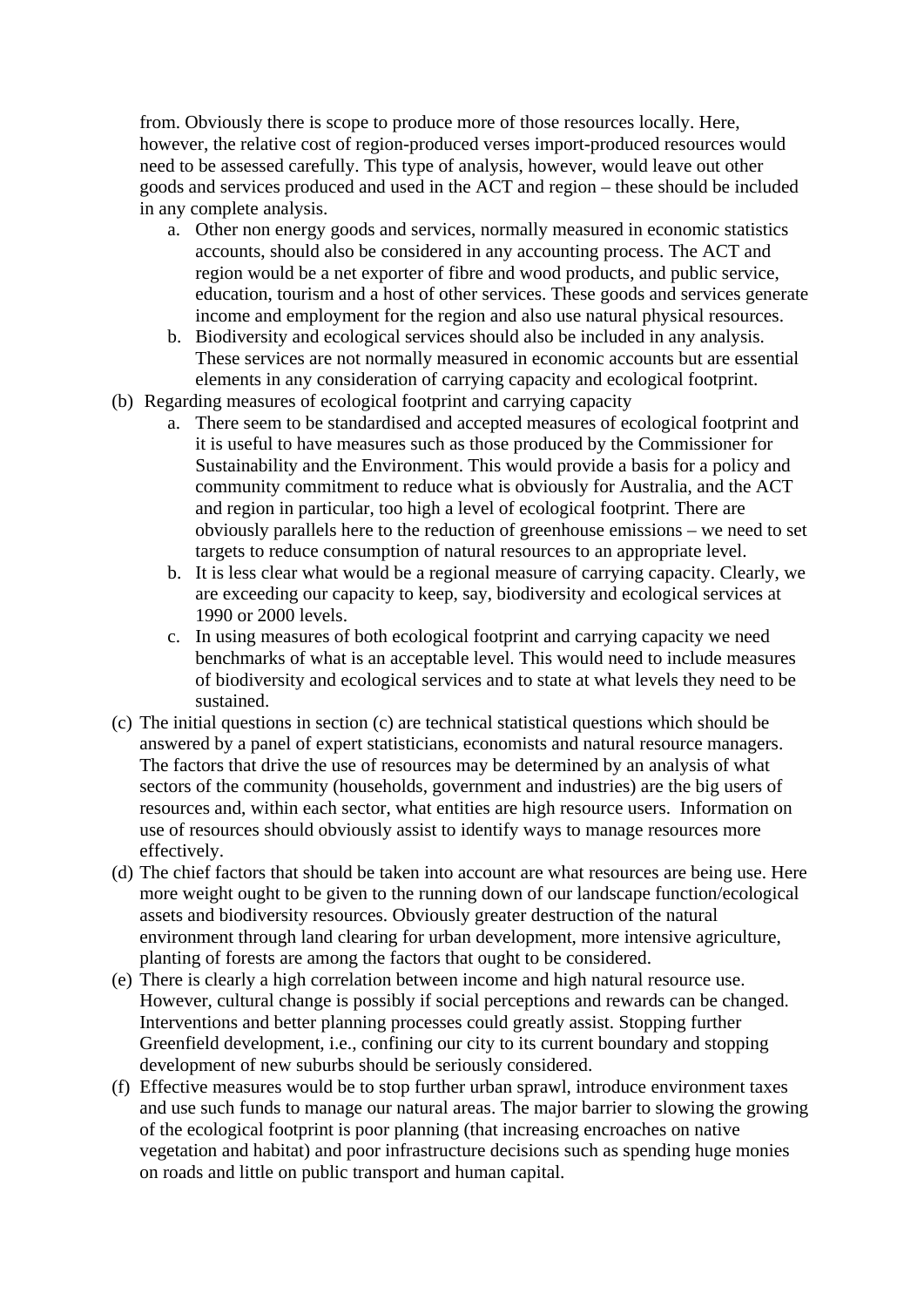from. Obviously there is scope to produce more of those resources locally. Here, however, the relative cost of region-produced verses import-produced resources would need to be assessed carefully. This type of analysis, however, would leave out other goods and services produced and used in the ACT and region – these should be included in any complete analysis.

   a. Other non energy goods and services, normally measured in economic statistics accounts, should also be considered in any accounting process. The ACT and region would be a net exporter of fibre and wood products, and public service, education, tourism and a host of other services. These goods and services generate income and employment for the region and also use natural physical resources.
   b. Biodiversity and ecological services should also be included in any analysis. These services are not normally measured in economic accounts but are essential elements in any consideration of carrying capacity and ecological footprint.

(b) Regarding measures of ecological footprint and carrying capacity

   a. There seem to be standardised and accepted measures of ecological footprint and it is useful to have measures such as those produced by the Commissioner for Sustainability and the Environment. This would provide a basis for a policy and community commitment to reduce what is obviously for Australia, and the ACT and region in particular, too high a level of ecological footprint. There are obviously parallels here to the reduction of greenhouse emissions – we need to set targets to reduce consumption of natural resources to an appropriate level.
   b. It is less clear what would be a regional measure of carrying capacity. Clearly, we are exceeding our capacity to keep, say, biodiversity and ecological services at 1990 or 2000 levels.
   c. In using measures of both ecological footprint and carrying capacity we need benchmarks of what is an acceptable level. This would need to include measures of biodiversity and ecological services and to state at what levels they need to be sustained.

(c) The initial questions in section (c) are technical statistical questions which should be answered by a panel of expert statisticians, economists and natural resource managers. The factors that drive the use of resources may be determined by an analysis of what sectors of the community (households, government and industries) are the big users of resources and, within each sector, what entities are high resource users. Information on use of resources should obviously assist to identify ways to manage resources more effectively.

(d) The chief factors that should be taken into account are what resources are being use. Here more weight ought to be given to the running down of our landscape function/ecological assets and biodiversity resources. Obviously greater destruction of the natural environment through land clearing for urban development, more intensive agriculture, planting of forests are among the factors that ought to be considered.

(e) There is clearly a high correlation between income and high natural resource use. However, cultural change is possibly if social perceptions and rewards can be changed. Interventions and better planning processes could greatly assist. Stopping further Greenfield development, i.e., confining our city to its current boundary and stopping development of new suburbs should be seriously considered.

(f) Effective measures would be to stop further urban sprawl, introduce environment taxes and use such funds to manage our natural areas. The major barrier to slowing the growing of the ecological footprint is poor planning (that increasing encroaches on native vegetation and habitat) and poor infrastructure decisions such as spending huge monies on roads and little on public transport and human capital.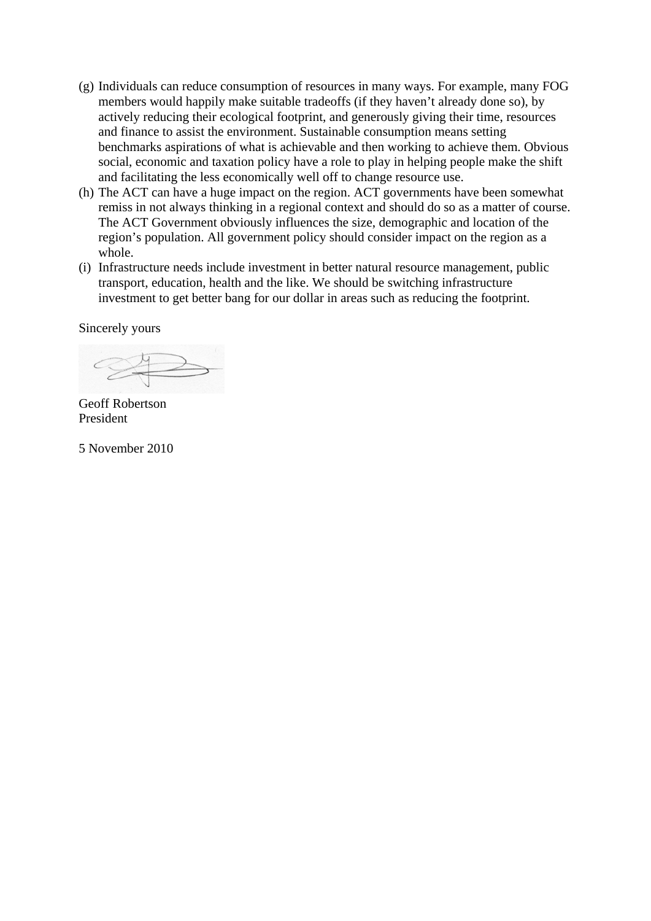(g) Individuals can reduce consumption of resources in many ways. For example, many FOG members would happily make suitable tradeoffs (if they haven't already done so), by actively reducing their ecological footprint, and generously giving their time, resources and finance to assist the environment. Sustainable consumption means setting benchmarks aspirations of what is achievable and then working to achieve them. Obvious social, economic and taxation policy have a role to play in helping people make the shift and facilitating the less economically well off to change resource use.

(h) The ACT can have a huge impact on the region. ACT governments have been somewhat remiss in not always thinking in a regional context and should do so as a matter of course. The ACT Government obviously influences the size, demographic and location of the region's population. All government policy should consider impact on the region as a whole.

(i) Infrastructure needs include investment in better natural resource management, public transport, education, health and the like. We should be switching infrastructure investment to get better bang for our dollar in areas such as reducing the footprint.

Sincerely yours

Geoff Robertson
President

5 November 2010